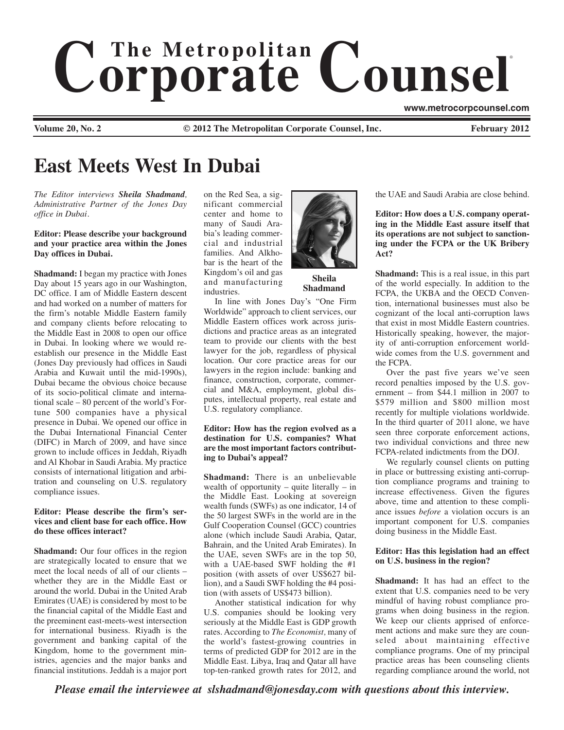# East Meets West In Dubai

*The Editor interviews **Sheila Shadmand**, Administrative Partner of the Jones Day office in Dubai.*

**Editor: Please describe your background and your practice area within the Jones Day offices in Dubai.**

**Shadmand:** I began my practice with Jones Day about 15 years ago in our Washington, DC office. I am of Middle Eastern descent and had worked on a number of matters for the firm's notable Middle Eastern family and company clients before relocating to the Middle East in 2008 to open our office in Dubai. In looking where we would re-establish our presence in the Middle East (Jones Day previously had offices in Saudi Arabia and Kuwait until the mid-1990s), Dubai became the obvious choice because of its socio-political climate and international scale – 80 percent of the world's Fortune 500 companies have a physical presence in Dubai. We opened our office in the Dubai International Financial Center (DIFC) in March of 2009, and have since grown to include offices in Jeddah, Riyadh and Al Khobar in Saudi Arabia. My practice consists of international litigation and arbitration and counseling on U.S. regulatory compliance issues.

**Editor: Please describe the firm's services and client base for each office. How do these offices interact?**

**Shadmand:** Our four offices in the region are strategically located to ensure that we meet the local needs of all of our clients – whether they are in the Middle East or around the world. Dubai in the United Arab Emirates (UAE) is considered by most to be the financial capital of the Middle East and the preeminent east-meets-west intersection for international business. Riyadh is the government and banking capital of the Kingdom, home to the government ministries, agencies and the major banks and financial institutions. Jeddah is a major port on the Red Sea, a significant commercial center and home to many of Saudi Arabia's leading commercial and industrial families. And Alkhobar is the heart of the Kingdom's oil and gas and manufacturing industries.

**Sheila Shadmand**

In line with Jones Day's "One Firm Worldwide" approach to client services, our Middle Eastern offices work across jurisdictions and practice areas as an integrated team to provide our clients with the best lawyer for the job, regardless of physical location. Our core practice areas for our lawyers in the region include: banking and finance, construction, corporate, commercial and M&A, employment, global disputes, intellectual property, real estate and U.S. regulatory compliance.

**Editor: How has the region evolved as a destination for U.S. companies? What are the most important factors contributing to Dubai's appeal?**

**Shadmand:** There is an unbelievable wealth of opportunity – quite literally – in the Middle East. Looking at sovereign wealth funds (SWFs) as one indicator, 14 of the 50 largest SWFs in the world are in the Gulf Cooperation Counsel (GCC) countries alone (which include Saudi Arabia, Qatar, Bahrain, and the United Arab Emirates). In the UAE, seven SWFs are in the top 50, with a UAE-based SWF holding the #1 position (with assets of over US$627 billion), and a Saudi SWF holding the #4 position (with assets of US$473 billion).

Another statistical indication for why U.S. companies should be looking very seriously at the Middle East is GDP growth rates. According to *The Economist,* many of the world's fastest-growing countries in terms of predicted GDP for 2012 are in the Middle East. Libya, Iraq and Qatar all have top-ten-ranked growth rates for 2012, and the UAE and Saudi Arabia are close behind.

**Editor: How does a U.S. company operating in the Middle East assure itself that its operations are not subject to sanctioning under the FCPA or the UK Bribery Act?**

**Shadmand:** This is a real issue, in this part of the world especially. In addition to the FCPA, the UKBA and the OECD Convention, international businesses must also be cognizant of the local anti-corruption laws that exist in most Middle Eastern countries. Historically speaking, however, the majority of anti-corruption enforcement worldwide comes from the U.S. government and the FCPA.

Over the past five years we've seen record penalties imposed by the U.S. government – from $44.1 million in 2007 to $579 million and $800 million most recently for multiple violations worldwide. In the third quarter of 2011 alone, we have seen three corporate enforcement actions, two individual convictions and three new FCPA-related indictments from the DOJ.

We regularly counsel clients on putting in place or buttressing existing anti-corruption compliance programs and training to increase effectiveness. Given the figures above, time and attention to these compliance issues *before* a violation occurs is an important component for U.S. companies doing business in the Middle East.

**Editor: Has this legislation had an effect on U.S. business in the region?**

**Shadmand:** It has had an effect to the extent that U.S. companies need to be very mindful of having robust compliance programs when doing business in the region. We keep our clients apprised of enforcement actions and make sure they are counseled about maintaining effective compliance programs. One of my principal practice areas has been counseling clients regarding compliance around the world, not

*Please email the interviewee at slshadmand@jonesday.com with questions about this interview.*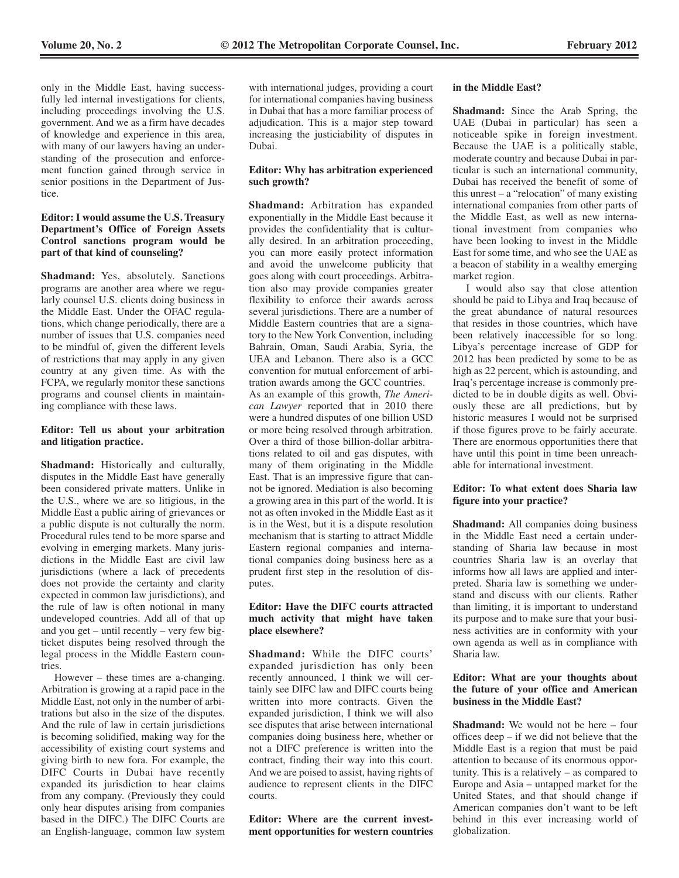only in the Middle East, having successfully led internal investigations for clients, including proceedings involving the U.S. government. And we as a firm have decades of knowledge and experience in this area, with many of our lawyers having an understanding of the prosecution and enforcement function gained through service in senior positions in the Department of Justice.

**Editor: I would assume the U.S. Treasury Department's Office of Foreign Assets Control sanctions program would be part of that kind of counseling?**

**Shadmand:** Yes, absolutely. Sanctions programs are another area where we regularly counsel U.S. clients doing business in the Middle East. Under the OFAC regulations, which change periodically, there are a number of issues that U.S. companies need to be mindful of, given the different levels of restrictions that may apply in any given country at any given time. As with the FCPA, we regularly monitor these sanctions programs and counsel clients in maintaining compliance with these laws.

**Editor: Tell us about your arbitration and litigation practice.**

**Shadmand:** Historically and culturally, disputes in the Middle East have generally been considered private matters. Unlike in the U.S., where we are so litigious, in the Middle East a public airing of grievances or a public dispute is not culturally the norm. Procedural rules tend to be more sparse and evolving in emerging markets. Many jurisdictions in the Middle East are civil law jurisdictions (where a lack of precedents does not provide the certainty and clarity expected in common law jurisdictions), and the rule of law is often notional in many undeveloped countries. Add all of that up and you get – until recently – very few big-ticket disputes being resolved through the legal process in the Middle Eastern countries.

However – these times are a-changing. Arbitration is growing at a rapid pace in the Middle East, not only in the number of arbitrations but also in the size of the disputes. And the rule of law in certain jurisdictions is becoming solidified, making way for the accessibility of existing court systems and giving birth to new fora. For example, the DIFC Courts in Dubai have recently expanded its jurisdiction to hear claims from any company. (Previously they could only hear disputes arising from companies based in the DIFC.) The DIFC Courts are an English-language, common law system with international judges, providing a court for international companies having business in Dubai that has a more familiar process of adjudication. This is a major step toward increasing the justiciability of disputes in Dubai.

**Editor: Why has arbitration experienced such growth?**

**Shadmand:** Arbitration has expanded exponentially in the Middle East because it provides the confidentiality that is culturally desired. In an arbitration proceeding, you can more easily protect information and avoid the unwelcome publicity that goes along with court proceedings. Arbitration also may provide companies greater flexibility to enforce their awards across several jurisdictions. There are a number of Middle Eastern countries that are a signatory to the New York Convention, including Bahrain, Oman, Saudi Arabia, Syria, the UEA and Lebanon. There also is a GCC convention for mutual enforcement of arbitration awards among the GCC countries.

As an example of this growth, *The American Lawyer* reported that in 2010 there were a hundred disputes of one billion USD or more being resolved through arbitration. Over a third of those billion-dollar arbitrations related to oil and gas disputes, with many of them originating in the Middle East. That is an impressive figure that cannot be ignored. Mediation is also becoming a growing area in this part of the world. It is not as often invoked in the Middle East as it is in the West, but it is a dispute resolution mechanism that is starting to attract Middle Eastern regional companies and international companies doing business here as a prudent first step in the resolution of disputes.

**Editor: Have the DIFC courts attracted much activity that might have taken place elsewhere?**

**Shadmand:** While the DIFC courts' expanded jurisdiction has only been recently announced, I think we will certainly see DIFC law and DIFC courts being written into more contracts. Given the expanded jurisdiction, I think we will also see disputes that arise between international companies doing business here, whether or not a DIFC preference is written into the contract, finding their way into this court. And we are poised to assist, having rights of audience to represent clients in the DIFC courts.

**Editor: Where are the current investment opportunities for western countries in the Middle East?**

**Shadmand:** Since the Arab Spring, the UAE (Dubai in particular) has seen a noticeable spike in foreign investment. Because the UAE is a politically stable, moderate country and because Dubai in particular is such an international community, Dubai has received the benefit of some of this unrest – a "relocation" of many existing international companies from other parts of the Middle East, as well as new international investment from companies who have been looking to invest in the Middle East for some time, and who see the UAE as a beacon of stability in a wealthy emerging market region.

I would also say that close attention should be paid to Libya and Iraq because of the great abundance of natural resources that resides in those countries, which have been relatively inaccessible for so long. Libya's percentage increase of GDP for 2012 has been predicted by some to be as high as 22 percent, which is astounding, and Iraq's percentage increase is commonly predicted to be in double digits as well. Obviously these are all predictions, but by historic measures I would not be surprised if those figures prove to be fairly accurate. There are enormous opportunities there that have until this point in time been unreachable for international investment.

**Editor: To what extent does Sharia law figure into your practice?**

**Shadmand:** All companies doing business in the Middle East need a certain understanding of Sharia law because in most countries Sharia law is an overlay that informs how all laws are applied and interpreted. Sharia law is something we understand and discuss with our clients. Rather than limiting, it is important to understand its purpose and to make sure that your business activities are in conformity with your own agenda as well as in compliance with Sharia law.

**Editor: What are your thoughts about the future of your office and American business in the Middle East?**

**Shadmand:** We would not be here – four offices deep – if we did not believe that the Middle East is a region that must be paid attention to because of its enormous opportunity. This is a relatively – as compared to Europe and Asia – untapped market for the United States, and that should change if American companies don't want to be left behind in this ever increasing world of globalization.